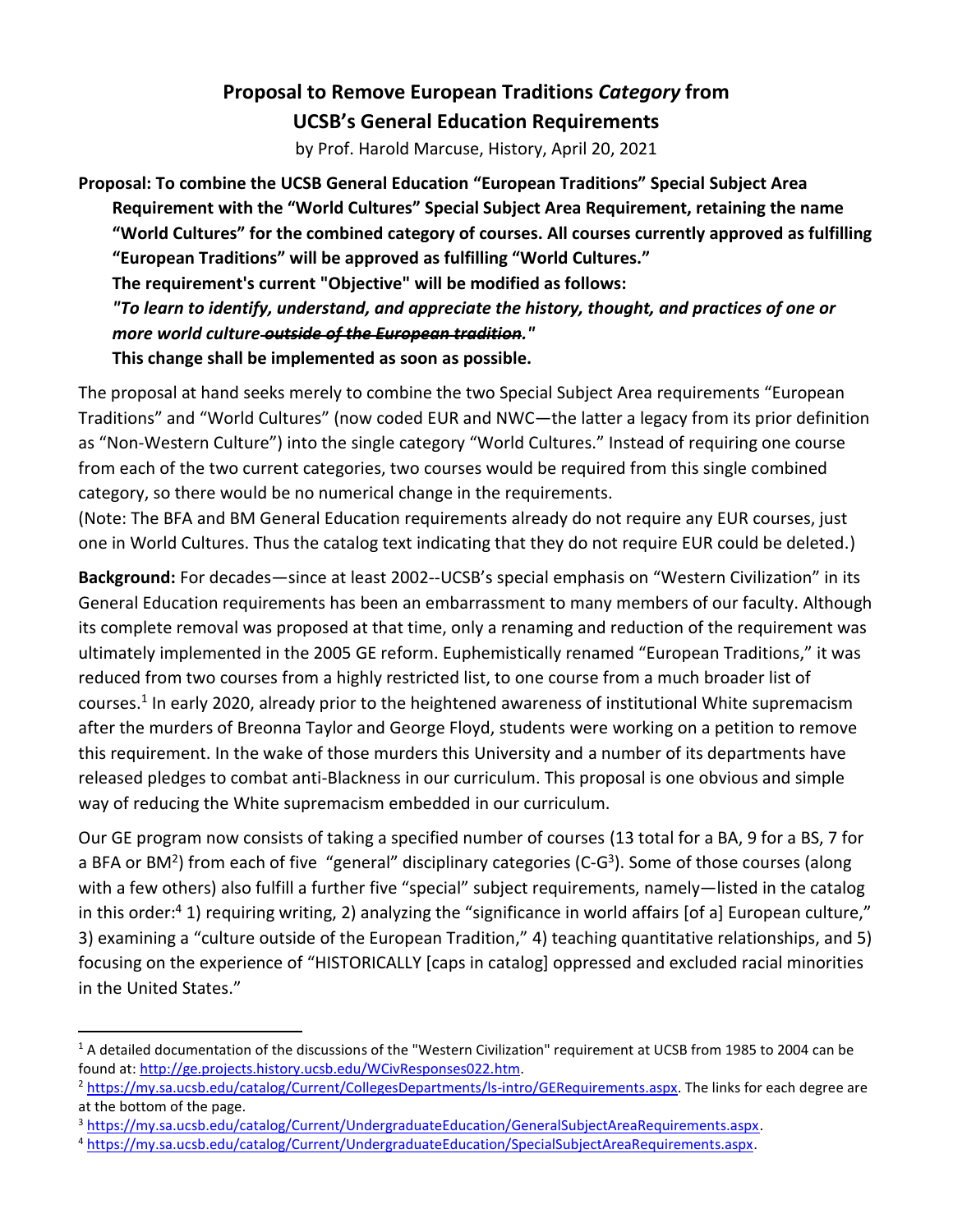# Proposal to Remove European Traditions *Category* from UCSB's General Education Requirements

by Prof. Harold Marcuse, History, April 20, 2021

**Proposal: To combine the UCSB General Education "European Traditions" Special Subject Area Requirement with the "World Cultures" Special Subject Area Requirement, retaining the name "World Cultures" for the combined category of courses. All courses currently approved as fulfilling "European Traditions" will be approved as fulfilling "World Cultures."**

**The requirement's current "Objective" will be modified as follows:**

***"To learn to identify, understand, and appreciate the history, thought, and practices of one or more world culture ~~outside of the European tradition~~."***

**This change shall be implemented as soon as possible.**

The proposal at hand seeks merely to combine the two Special Subject Area requirements "European Traditions" and "World Cultures" (now coded EUR and NWC—the latter a legacy from its prior definition as "Non-Western Culture") into the single category "World Cultures." Instead of requiring one course from each of the two current categories, two courses would be required from this single combined category, so there would be no numerical change in the requirements.

(Note: The BFA and BM General Education requirements already do not require any EUR courses, just one in World Cultures. Thus the catalog text indicating that they do not require EUR could be deleted.)

**Background:** For decades—since at least 2002--UCSB's special emphasis on "Western Civilization" in its General Education requirements has been an embarrassment to many members of our faculty. Although its complete removal was proposed at that time, only a renaming and reduction of the requirement was ultimately implemented in the 2005 GE reform. Euphemistically renamed "European Traditions," it was reduced from two courses from a highly restricted list, to one course from a much broader list of courses.[1] In early 2020, already prior to the heightened awareness of institutional White supremacism after the murders of Breonna Taylor and George Floyd, students were working on a petition to remove this requirement. In the wake of those murders this University and a number of its departments have released pledges to combat anti-Blackness in our curriculum. This proposal is one obvious and simple way of reducing the White supremacism embedded in our curriculum.

Our GE program now consists of taking a specified number of courses (13 total for a BA, 9 for a BS, 7 for a BFA or BM[2]) from each of five "general" disciplinary categories (C-G[3]). Some of those courses (along with a few others) also fulfill a further five "special" subject requirements, namely—listed in the catalog in this order:[4] 1) requiring writing, 2) analyzing the "significance in world affairs [of a] European culture," 3) examining a "culture outside of the European Tradition," 4) teaching quantitative relationships, and 5) focusing on the experience of "HISTORICALLY [caps in catalog] oppressed and excluded racial minorities in the United States."

---

[1] A detailed documentation of the discussions of the "Western Civilization" requirement at UCSB from 1985 to 2004 can be found at: http://ge.projects.history.ucsb.edu/WCivResponses022.htm.

[2] https://my.sa.ucsb.edu/catalog/Current/CollegesDepartments/ls-intro/GERequirements.aspx. The links for each degree are at the bottom of the page.

[3] https://my.sa.ucsb.edu/catalog/Current/UndergraduateEducation/GeneralSubjectAreaRequirements.aspx.

[4] https://my.sa.ucsb.edu/catalog/Current/UndergraduateEducation/SpecialSubjectAreaRequirements.aspx.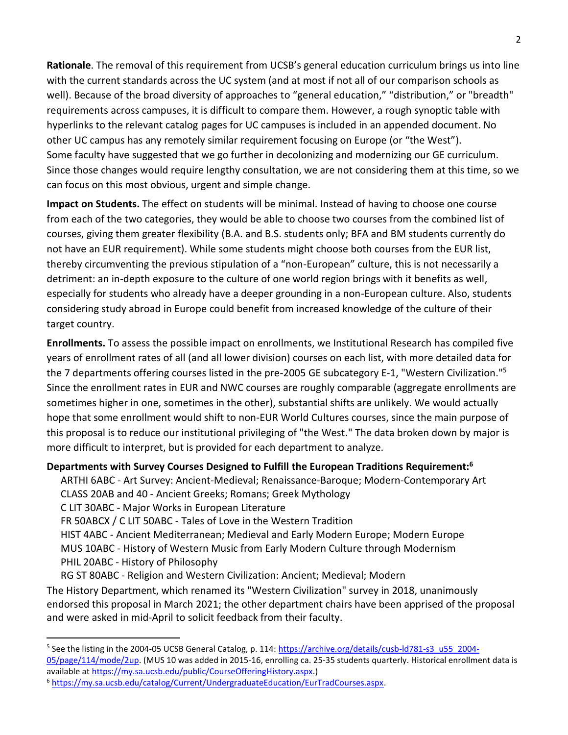**Rationale**. The removal of this requirement from UCSB's general education curriculum brings us into line with the current standards across the UC system (and at most if not all of our comparison schools as well). Because of the broad diversity of approaches to "general education," "distribution," or "breadth" requirements across campuses, it is difficult to compare them. However, a rough synoptic table with hyperlinks to the relevant catalog pages for UC campuses is included in an appended document. No other UC campus has any remotely similar requirement focusing on Europe (or "the West").
Some faculty have suggested that we go further in decolonizing and modernizing our GE curriculum. Since those changes would require lengthy consultation, we are not considering them at this time, so we can focus on this most obvious, urgent and simple change.

**Impact on Students.** The effect on students will be minimal. Instead of having to choose one course from each of the two categories, they would be able to choose two courses from the combined list of courses, giving them greater flexibility (B.A. and B.S. students only; BFA and BM students currently do not have an EUR requirement). While some students might choose both courses from the EUR list, thereby circumventing the previous stipulation of a "non-European" culture, this is not necessarily a detriment: an in-depth exposure to the culture of one world region brings with it benefits as well, especially for students who already have a deeper grounding in a non-European culture. Also, students considering study abroad in Europe could benefit from increased knowledge of the culture of their target country.

**Enrollments.** To assess the possible impact on enrollments, we Institutional Research has compiled five years of enrollment rates of all (and all lower division) courses on each list, with more detailed data for the 7 departments offering courses listed in the pre-2005 GE subcategory E-1, "Western Civilization."[5] Since the enrollment rates in EUR and NWC courses are roughly comparable (aggregate enrollments are sometimes higher in one, sometimes in the other), substantial shifts are unlikely. We would actually hope that some enrollment would shift to non-EUR World Cultures courses, since the main purpose of this proposal is to reduce our institutional privileging of "the West." The data broken down by major is more difficult to interpret, but is provided for each department to analyze.

**Departments with Survey Courses Designed to Fulfill the European Traditions Requirement:**[6]

- ARTHI 6ABC - Art Survey: Ancient-Medieval; Renaissance-Baroque; Modern-Contemporary Art
- CLASS 20AB and 40 - Ancient Greeks; Romans; Greek Mythology
- C LIT 30ABC - Major Works in European Literature
- FR 50ABCX / C LIT 50ABC - Tales of Love in the Western Tradition
- HIST 4ABC - Ancient Mediterranean; Medieval and Early Modern Europe; Modern Europe
- MUS 10ABC - History of Western Music from Early Modern Culture through Modernism
- PHIL 20ABC - History of Philosophy
- RG ST 80ABC - Religion and Western Civilization: Ancient; Medieval; Modern

The History Department, which renamed its "Western Civilization" survey in 2018, unanimously endorsed this proposal in March 2021; the other department chairs have been apprised of the proposal and were asked in mid-April to solicit feedback from their faculty.

---

[5] See the listing in the 2004-05 UCSB General Catalog, p. 114: https://archive.org/details/cusb-ld781-s3_u55_2004-05/page/114/mode/2up. (MUS 10 was added in 2015-16, enrolling ca. 25-35 students quarterly. Historical enrollment data is available at https://my.sa.ucsb.edu/public/CourseOfferingHistory.aspx.)

[6] https://my.sa.ucsb.edu/catalog/Current/UndergraduateEducation/EurTradCourses.aspx.